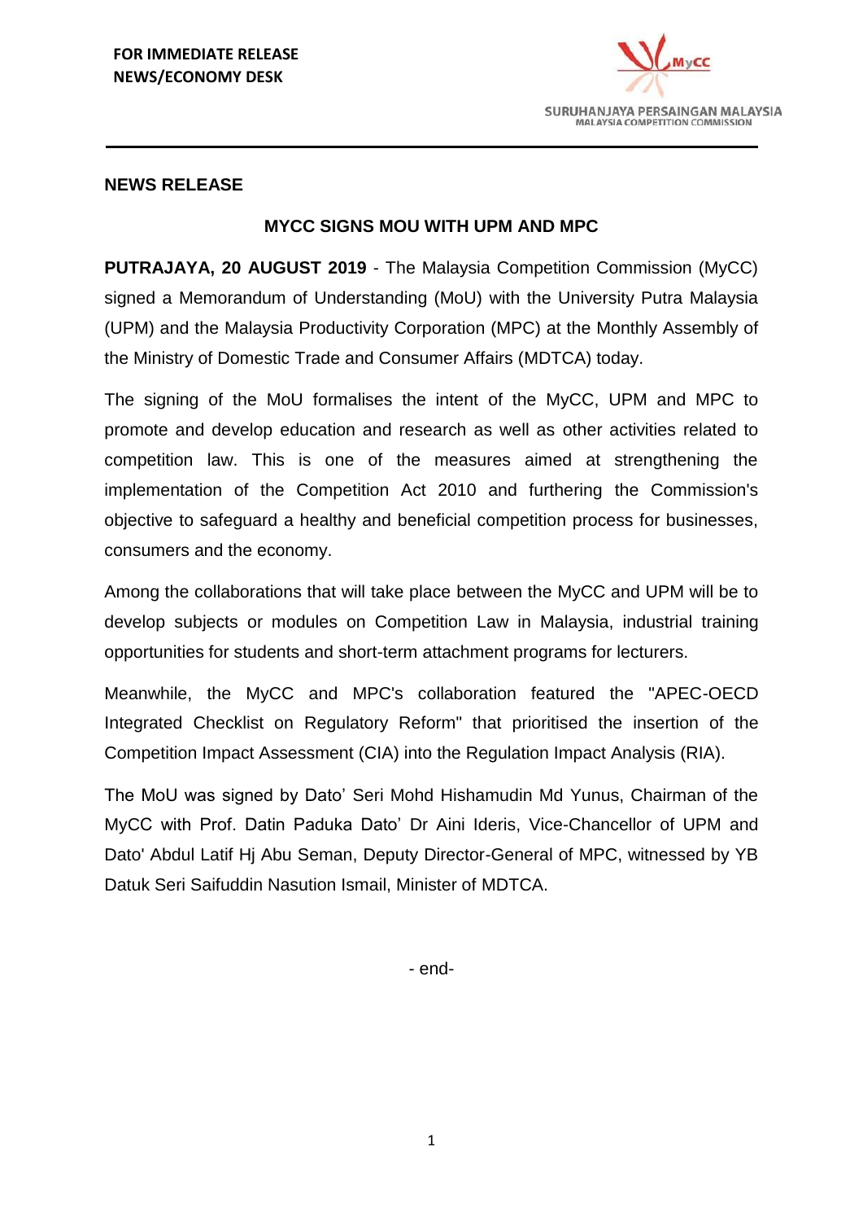**FOR IMMEDIATE RELEASE**
**NEWS/ECONOMY DESK**

SURUHANJAYA PERSAINGAN MALAYSIA
MALAYSIA COMPETITION COMMISSION

## NEWS RELEASE

### MYCC SIGNS MOU WITH UPM AND MPC

**PUTRAJAYA, 20 AUGUST 2019** - The Malaysia Competition Commission (MyCC) signed a Memorandum of Understanding (MoU) with the University Putra Malaysia (UPM) and the Malaysia Productivity Corporation (MPC) at the Monthly Assembly of the Ministry of Domestic Trade and Consumer Affairs (MDTCA) today.

The signing of the MoU formalises the intent of the MyCC, UPM and MPC to promote and develop education and research as well as other activities related to competition law. This is one of the measures aimed at strengthening the implementation of the Competition Act 2010 and furthering the Commission's objective to safeguard a healthy and beneficial competition process for businesses, consumers and the economy.

Among the collaborations that will take place between the MyCC and UPM will be to develop subjects or modules on Competition Law in Malaysia, industrial training opportunities for students and short-term attachment programs for lecturers.

Meanwhile, the MyCC and MPC's collaboration featured the "APEC-OECD Integrated Checklist on Regulatory Reform" that prioritised the insertion of the Competition Impact Assessment (CIA) into the Regulation Impact Analysis (RIA).

The MoU was signed by Dato' Seri Mohd Hishamudin Md Yunus, Chairman of the MyCC with Prof. Datin Paduka Dato' Dr Aini Ideris, Vice-Chancellor of UPM and Dato' Abdul Latif Hj Abu Seman, Deputy Director-General of MPC, witnessed by YB Datuk Seri Saifuddin Nasution Ismail, Minister of MDTCA.

- end-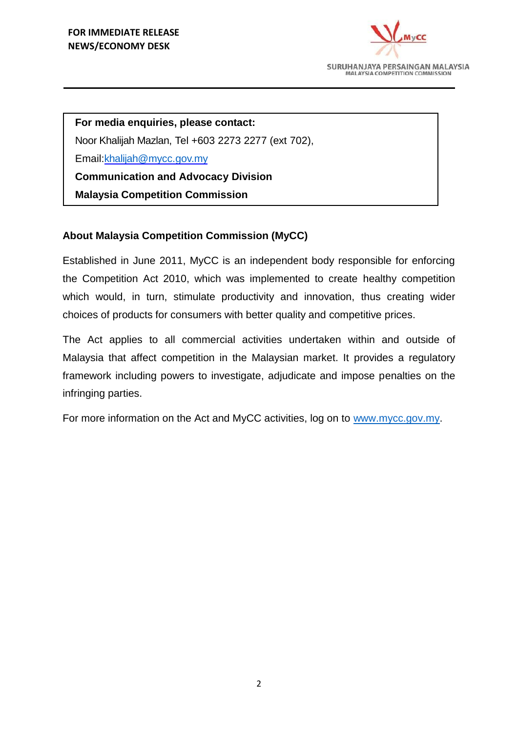**FOR IMMEDIATE RELEASE**
**NEWS/ECONOMY DESK**

SURUHANJAYA PERSAINGAN MALAYSIA
MALAYSIA COMPETITION COMMISSION

**For media enquiries, please contact:**
Noor Khalijah Mazlan, Tel +603 2273 2277 (ext 702),
Email:khalijah@mycc.gov.my
**Communication and Advocacy Division**
**Malaysia Competition Commission**

**About Malaysia Competition Commission (MyCC)**

Established in June 2011, MyCC is an independent body responsible for enforcing the Competition Act 2010, which was implemented to create healthy competition which would, in turn, stimulate productivity and innovation, thus creating wider choices of products for consumers with better quality and competitive prices.

The Act applies to all commercial activities undertaken within and outside of Malaysia that affect competition in the Malaysian market. It provides a regulatory framework including powers to investigate, adjudicate and impose penalties on the infringing parties.

For more information on the Act and MyCC activities, log on to www.mycc.gov.my.